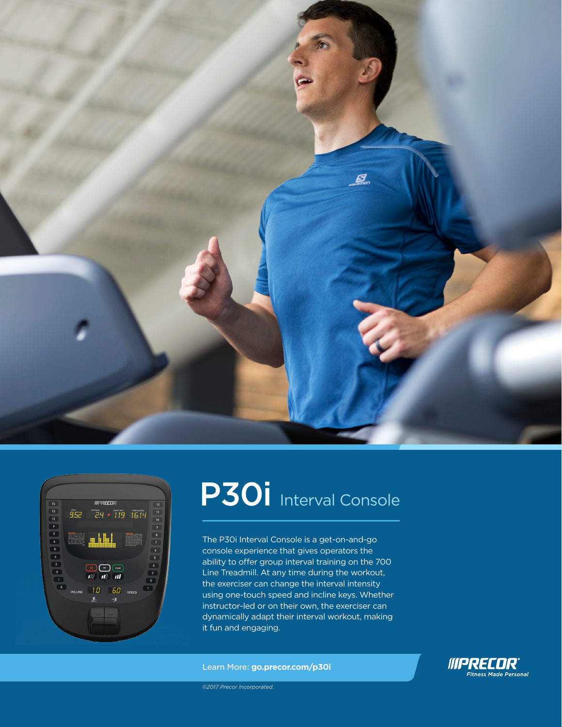# P30i Interval Console

The P30i Interval Console is a get-on-and-go console experience that gives operators the ability to offer group interval training on the 700 Line Treadmill. At any time during the workout, the exerciser can change the interval intensity using one-touch speed and incline keys. Whether instructor-led or on their own, the exerciser can dynamically adapt their interval workout, making it fun and engaging.

Learn More: **go.precor.com/p30i**

PRECOR
*Fitness Made Personal*

*©2017 Precor Incorporated.*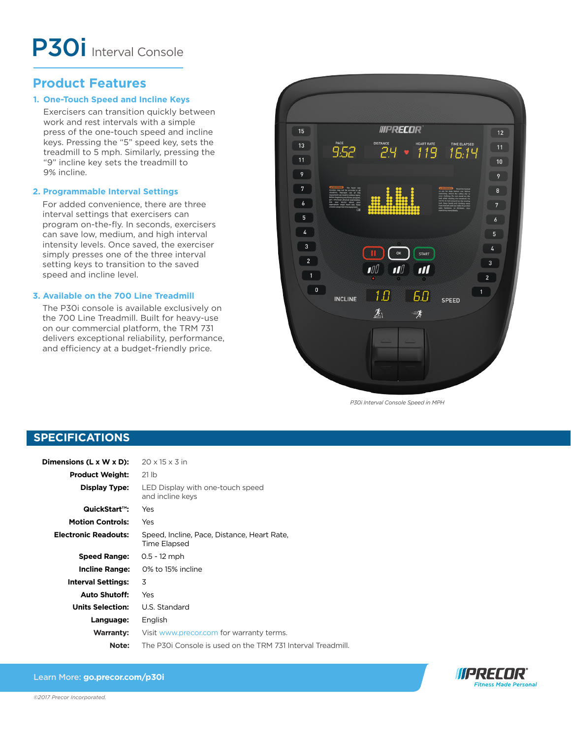# P30i Interval Console

## Product Features

### 1. One-Touch Speed and Incline Keys

Exercisers can transition quickly between work and rest intervals with a simple press of the one-touch speed and incline keys. Pressing the "5" speed key, sets the treadmill to 5 mph. Similarly, pressing the "9" incline key sets the treadmill to 9% incline.

### 2. Programmable Interval Settings

For added convenience, there are three interval settings that exercisers can program on-the-fly. In seconds, exercisers can save low, medium, and high interval intensity levels. Once saved, the exerciser simply presses one of the three interval setting keys to transition to the saved speed and incline level.

### 3. Available on the 700 Line Treadmill

The P30i console is available exclusively on the 700 Line Treadmill. Built for heavy-use on our commercial platform, the TRM 731 delivers exceptional reliability, performance, and efficiency at a budget-friendly price.

*P30i Interval Console Speed in MPH*

## SPECIFICATIONS

| | |
|---|---|
| **Dimensions (L x W x D):** | 20 x 15 x 3 in |
| **Product Weight:** | 21 lb |
| **Display Type:** | LED Display with one-touch speed and incline keys |
| **QuickStart™:** | Yes |
| **Motion Controls:** | Yes |
| **Electronic Readouts:** | Speed, Incline, Pace, Distance, Heart Rate, Time Elapsed |
| **Speed Range:** | 0.5 - 12 mph |
| **Incline Range:** | 0% to 15% incline |
| **Interval Settings:** | 3 |
| **Auto Shutoff:** | Yes |
| **Units Selection:** | U.S. Standard |
| **Language:** | English |
| **Warranty:** | Visit www.precor.com for warranty terms. |
| **Note:** | The P30i Console is used on the TRM 731 Interval Treadmill. |

Learn More: **go.precor.com/p30i**

PRECOR
*Fitness Made Personal*

*©2017 Precor Incorporated.*